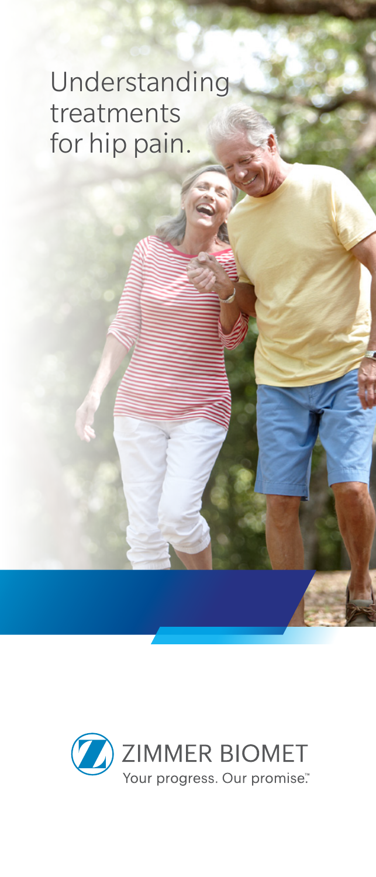# Understanding treatments for hip pain.

ZIMMER BIOMET

Your progress. Our promise.™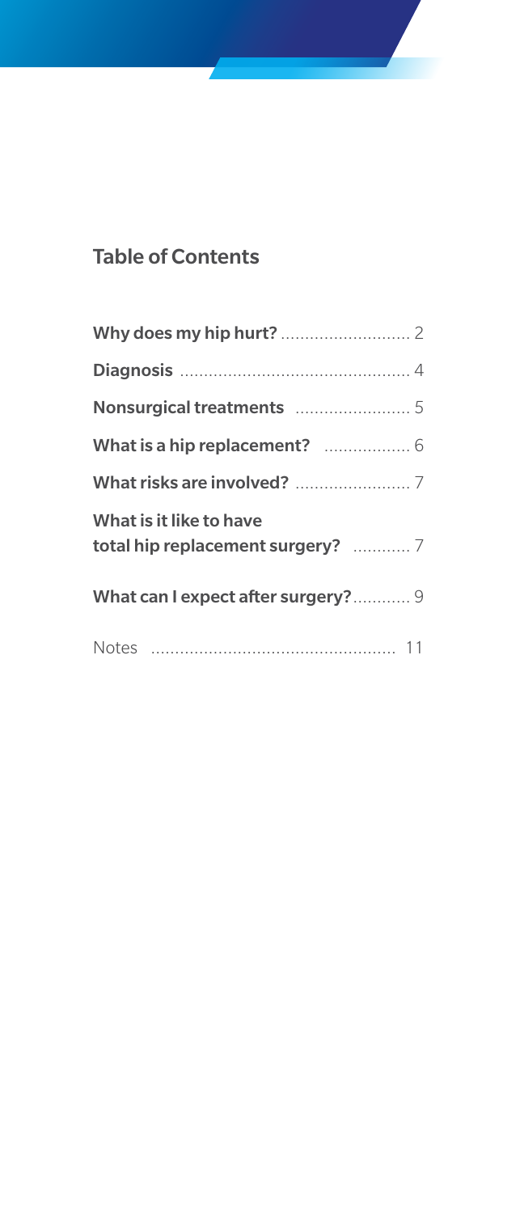## Table of Contents

| | |
|---|---|
| **Why does my hip hurt?** | 2 |
| **Diagnosis** | 4 |
| **Nonsurgical treatments** | 5 |
| **What is a hip replacement?** | 6 |
| **What risks are involved?** | 7 |
| **What is it like to have total hip replacement surgery?** | 7 |
| **What can I expect after surgery?** | 9 |
| Notes | 11 |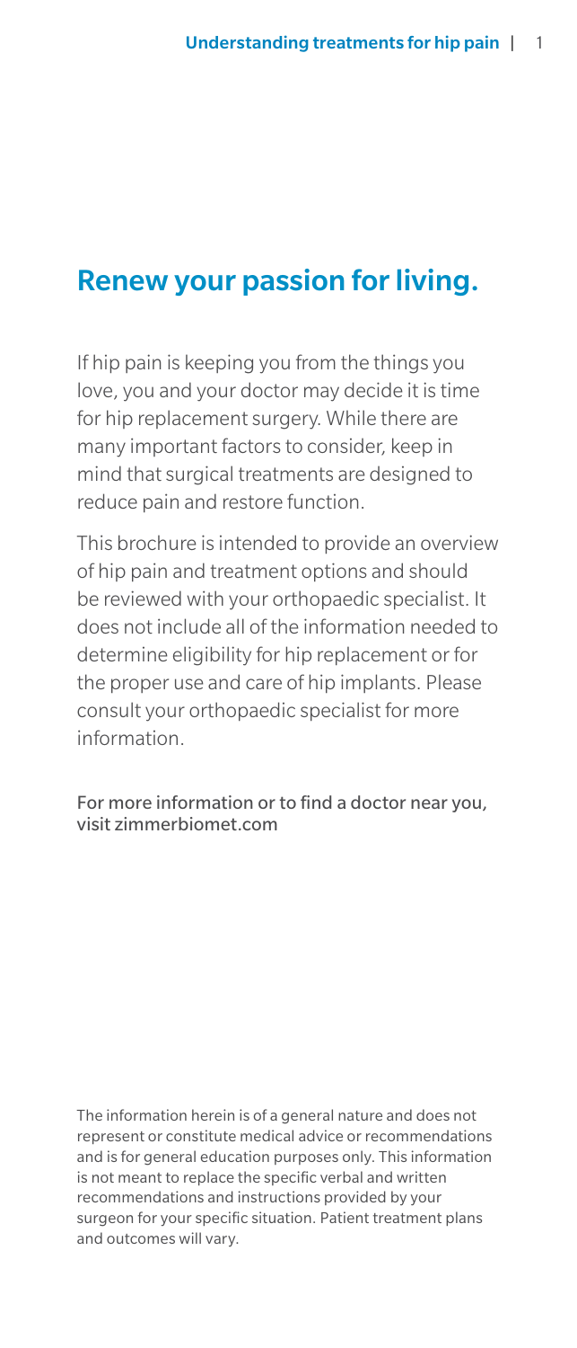# Renew your passion for living.

If hip pain is keeping you from the things you love, you and your doctor may decide it is time for hip replacement surgery. While there are many important factors to consider, keep in mind that surgical treatments are designed to reduce pain and restore function.

This brochure is intended to provide an overview of hip pain and treatment options and should be reviewed with your orthopaedic specialist. It does not include all of the information needed to determine eligibility for hip replacement or for the proper use and care of hip implants. Please consult your orthopaedic specialist for more information.

For more information or to find a doctor near you, visit zimmerbiomet.com

The information herein is of a general nature and does not represent or constitute medical advice or recommendations and is for general education purposes only. This information is not meant to replace the specific verbal and written recommendations and instructions provided by your surgeon for your specific situation. Patient treatment plans and outcomes will vary.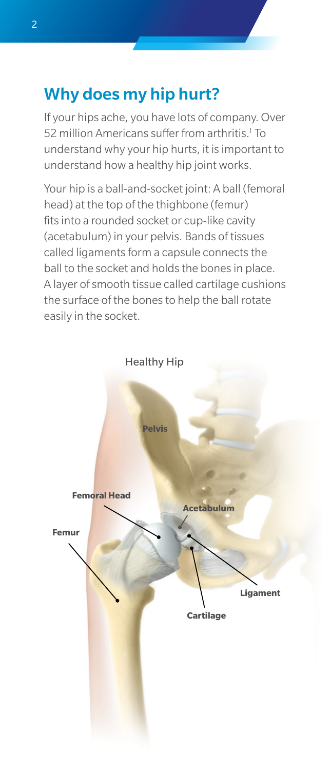## Why does my hip hurt?

If your hips ache, you have lots of company. Over 52 million Americans suffer from arthritis.[1] To understand why your hip hurts, it is important to understand how a healthy hip joint works.

Your hip is a ball-and-socket joint: A ball (femoral head) at the top of the thighbone (femur) fits into a rounded socket or cup-like cavity (acetabulum) in your pelvis. Bands of tissues called ligaments form a capsule connects the ball to the socket and holds the bones in place. A layer of smooth tissue called cartilage cushions the surface of the bones to help the ball rotate easily in the socket.

Healthy Hip

Pelvis

Femoral Head

Acetabulum

Femur

Ligament

Cartilage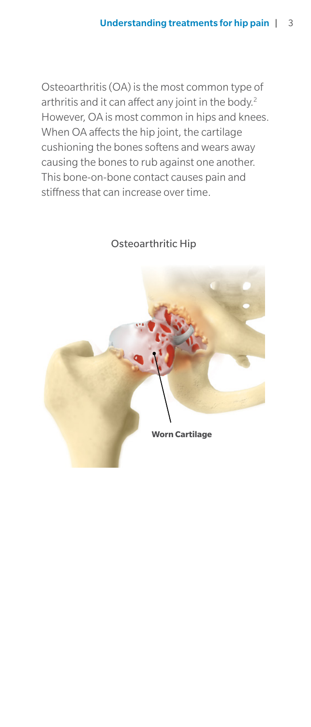Osteoarthritis (OA) is the most common type of arthritis and it can affect any joint in the body.[2] However, OA is most common in hips and knees. When OA affects the hip joint, the cartilage cushioning the bones softens and wears away causing the bones to rub against one another. This bone-on-bone contact causes pain and stiffness that can increase over time.

Osteoarthritic Hip

**Worn Cartilage**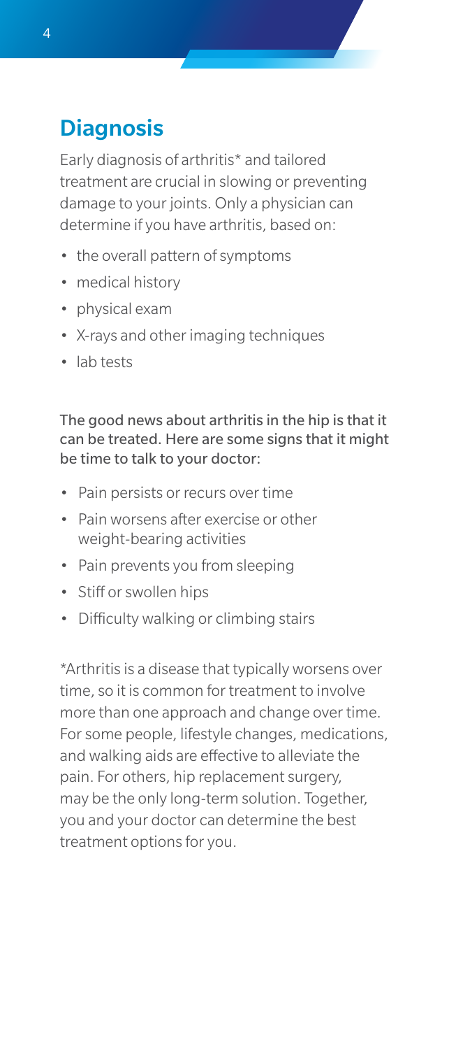## Diagnosis

Early diagnosis of arthritis* and tailored treatment are crucial in slowing or preventing damage to your joints. Only a physician can determine if you have arthritis, based on:

- the overall pattern of symptoms
- medical history
- physical exam
- X-rays and other imaging techniques
- lab tests

The good news about arthritis in the hip is that it can be treated. Here are some signs that it might be time to talk to your doctor:

- Pain persists or recurs over time
- Pain worsens after exercise or other weight-bearing activities
- Pain prevents you from sleeping
- Stiff or swollen hips
- Difficulty walking or climbing stairs

*Arthritis is a disease that typically worsens over time, so it is common for treatment to involve more than one approach and change over time. For some people, lifestyle changes, medications, and walking aids are effective to alleviate the pain. For others, hip replacement surgery, may be the only long-term solution. Together, you and your doctor can determine the best treatment options for you.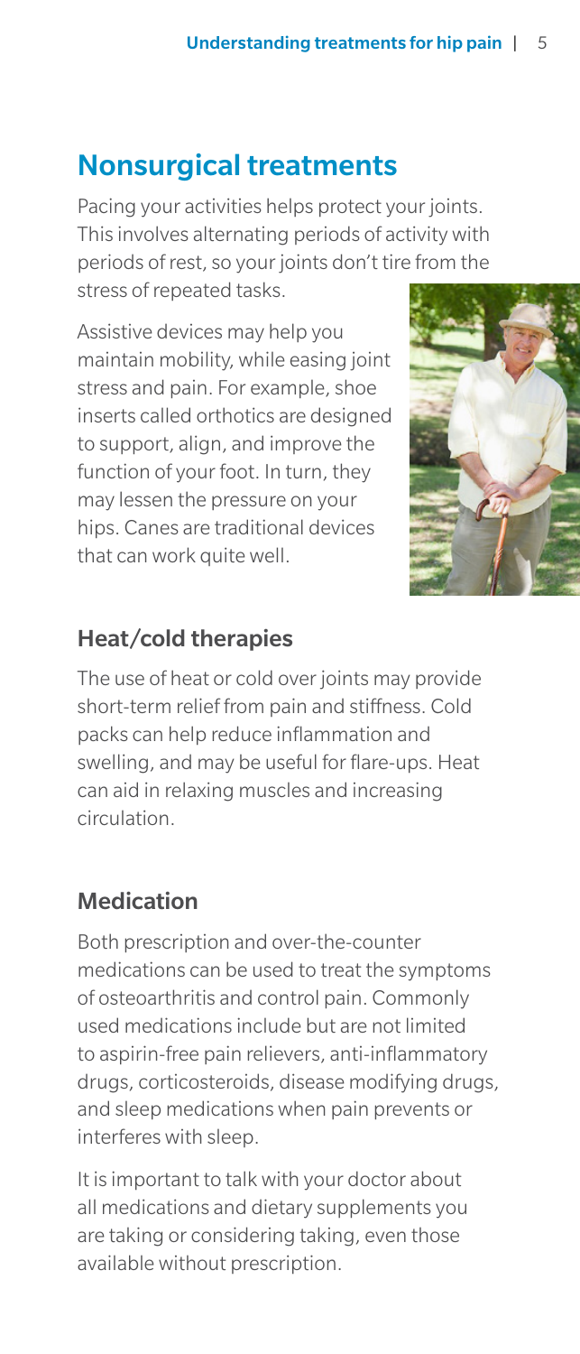## Nonsurgical treatments

Pacing your activities helps protect your joints. This involves alternating periods of activity with periods of rest, so your joints don't tire from the stress of repeated tasks.

Assistive devices may help you maintain mobility, while easing joint stress and pain. For example, shoe inserts called orthotics are designed to support, align, and improve the function of your foot. In turn, they may lessen the pressure on your hips. Canes are traditional devices that can work quite well.

### Heat/cold therapies

The use of heat or cold over joints may provide short-term relief from pain and stiffness. Cold packs can help reduce inflammation and swelling, and may be useful for flare-ups. Heat can aid in relaxing muscles and increasing circulation.

### Medication

Both prescription and over-the-counter medications can be used to treat the symptoms of osteoarthritis and control pain. Commonly used medications include but are not limited to aspirin-free pain relievers, anti-inflammatory drugs, corticosteroids, disease modifying drugs, and sleep medications when pain prevents or interferes with sleep.

It is important to talk with your doctor about all medications and dietary supplements you are taking or considering taking, even those available without prescription.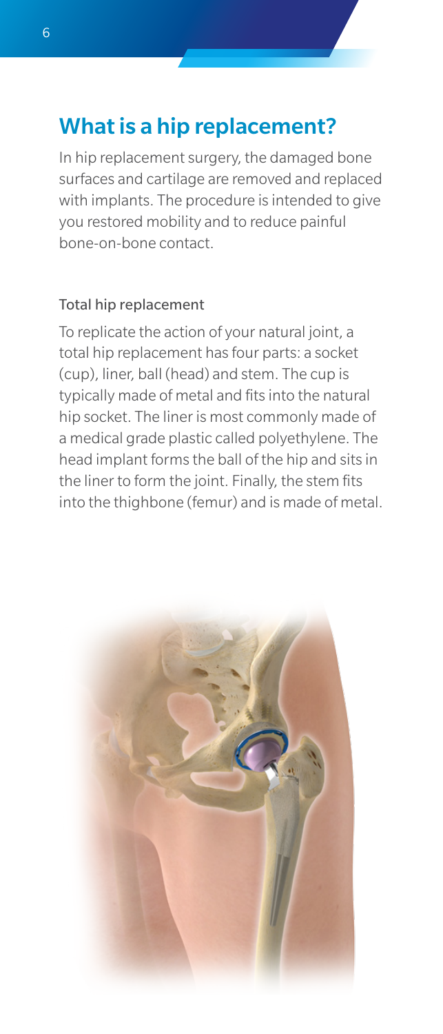## What is a hip replacement?

In hip replacement surgery, the damaged bone surfaces and cartilage are removed and replaced with implants. The procedure is intended to give you restored mobility and to reduce painful bone-on-bone contact.

### Total hip replacement

To replicate the action of your natural joint, a total hip replacement has four parts: a socket (cup), liner, ball (head) and stem. The cup is typically made of metal and fits into the natural hip socket. The liner is most commonly made of a medical grade plastic called polyethylene. The head implant forms the ball of the hip and sits in the liner to form the joint. Finally, the stem fits into the thighbone (femur) and is made of metal.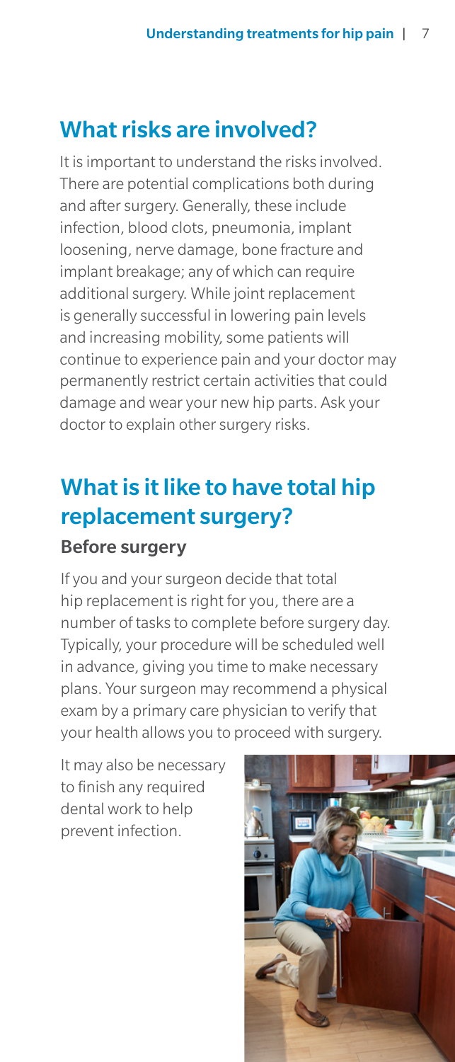## What risks are involved?

It is important to understand the risks involved. There are potential complications both during and after surgery. Generally, these include infection, blood clots, pneumonia, implant loosening, nerve damage, bone fracture and implant breakage; any of which can require additional surgery. While joint replacement is generally successful in lowering pain levels and increasing mobility, some patients will continue to experience pain and your doctor may permanently restrict certain activities that could damage and wear your new hip parts. Ask your doctor to explain other surgery risks.

## What is it like to have total hip replacement surgery?

### Before surgery

If you and your surgeon decide that total hip replacement is right for you, there are a number of tasks to complete before surgery day. Typically, your procedure will be scheduled well in advance, giving you time to make necessary plans. Your surgeon may recommend a physical exam by a primary care physician to verify that your health allows you to proceed with surgery.

It may also be necessary to finish any required dental work to help prevent infection.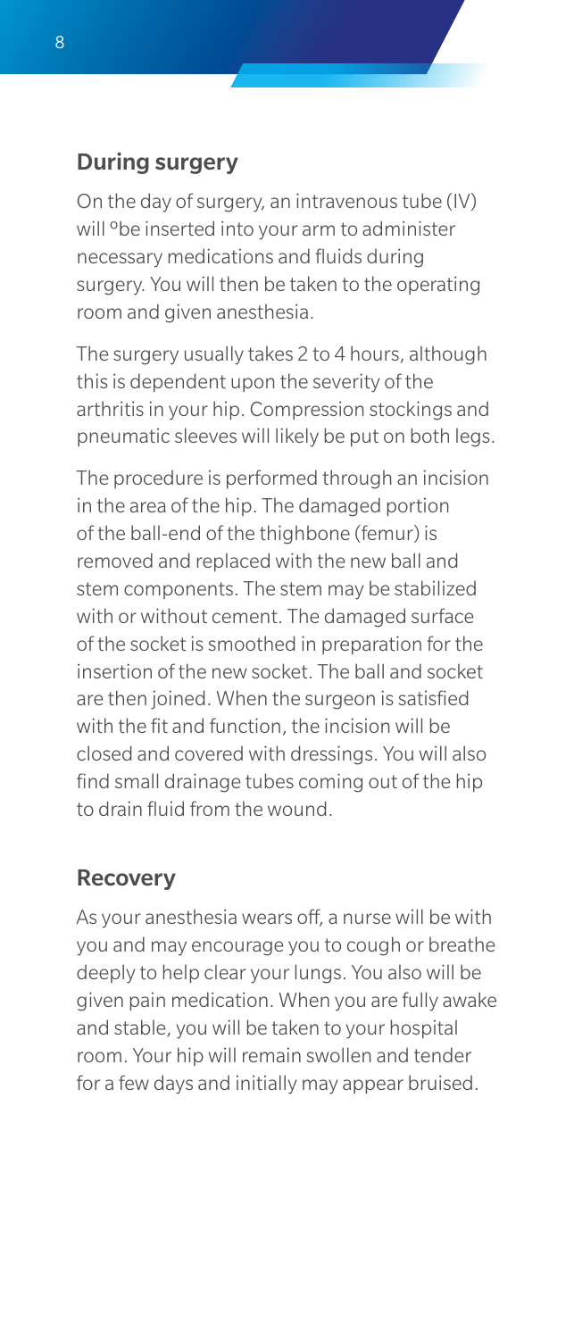## During surgery

On the day of surgery, an intravenous tube (IV) will °be inserted into your arm to administer necessary medications and fluids during surgery. You will then be taken to the operating room and given anesthesia.

The surgery usually takes 2 to 4 hours, although this is dependent upon the severity of the arthritis in your hip. Compression stockings and pneumatic sleeves will likely be put on both legs.

The procedure is performed through an incision in the area of the hip. The damaged portion of the ball-end of the thighbone (femur) is removed and replaced with the new ball and stem components. The stem may be stabilized with or without cement. The damaged surface of the socket is smoothed in preparation for the insertion of the new socket. The ball and socket are then joined. When the surgeon is satisfied with the fit and function, the incision will be closed and covered with dressings. You will also find small drainage tubes coming out of the hip to drain fluid from the wound.

## Recovery

As your anesthesia wears off, a nurse will be with you and may encourage you to cough or breathe deeply to help clear your lungs. You also will be given pain medication. When you are fully awake and stable, you will be taken to your hospital room. Your hip will remain swollen and tender for a few days and initially may appear bruised.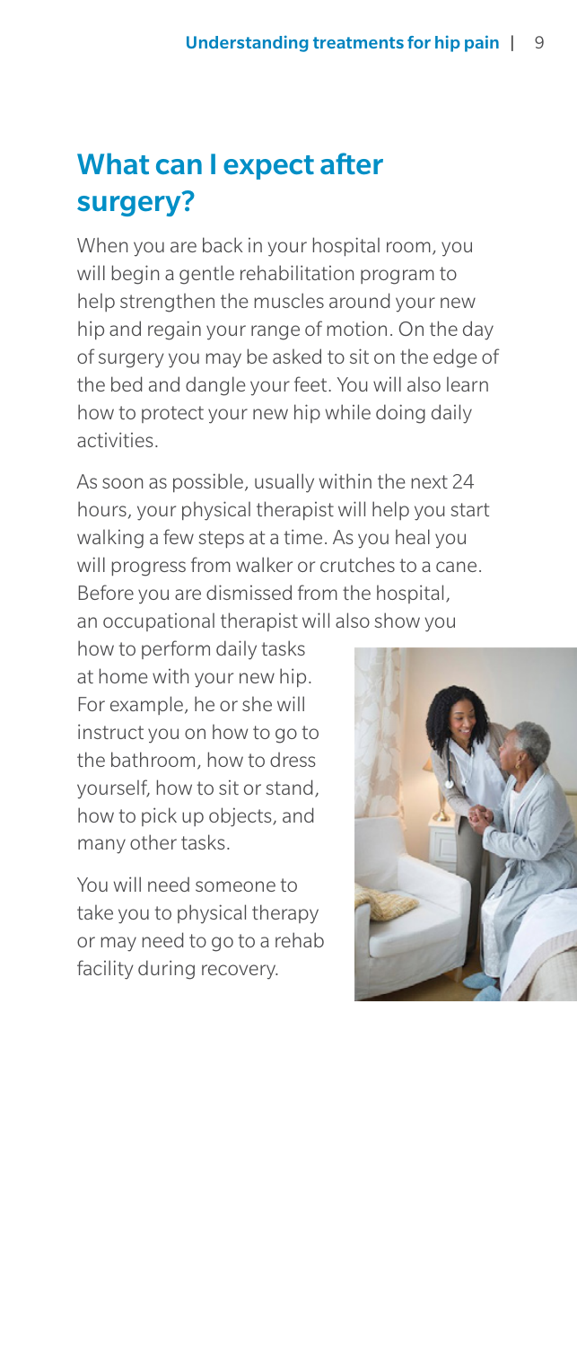## What can I expect after surgery?

When you are back in your hospital room, you will begin a gentle rehabilitation program to help strengthen the muscles around your new hip and regain your range of motion. On the day of surgery you may be asked to sit on the edge of the bed and dangle your feet. You will also learn how to protect your new hip while doing daily activities.

As soon as possible, usually within the next 24 hours, your physical therapist will help you start walking a few steps at a time. As you heal you will progress from walker or crutches to a cane. Before you are dismissed from the hospital, an occupational therapist will also show you how to perform daily tasks at home with your new hip. For example, he or she will instruct you on how to go to the bathroom, how to dress yourself, how to sit or stand, how to pick up objects, and many other tasks.

You will need someone to take you to physical therapy or may need to go to a rehab facility during recovery.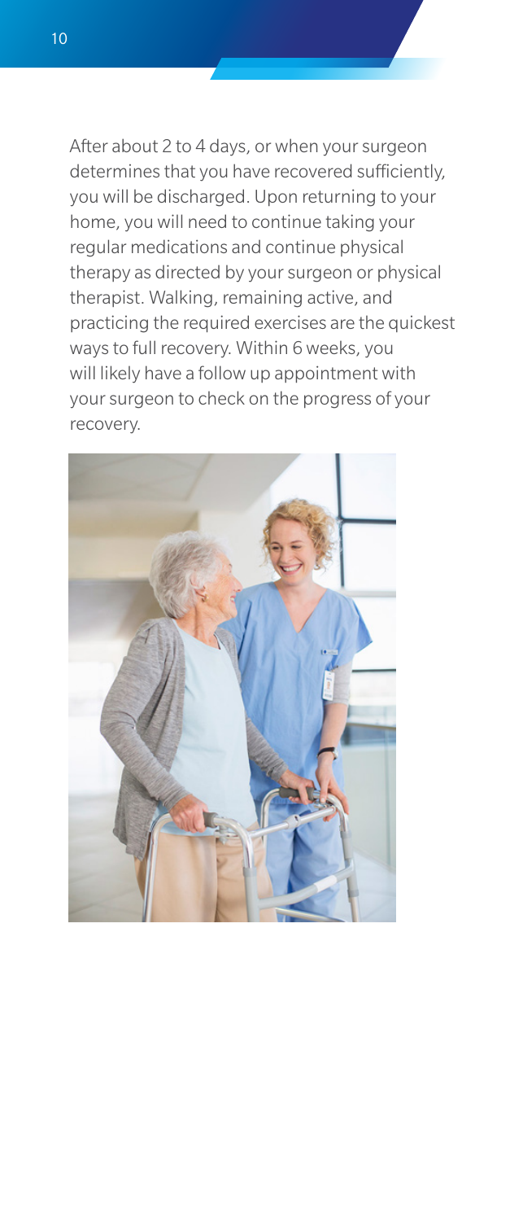After about 2 to 4 days, or when your surgeon determines that you have recovered sufficiently, you will be discharged. Upon returning to your home, you will need to continue taking your regular medications and continue physical therapy as directed by your surgeon or physical therapist. Walking, remaining active, and practicing the required exercises are the quickest ways to full recovery. Within 6 weeks, you will likely have a follow up appointment with your surgeon to check on the progress of your recovery.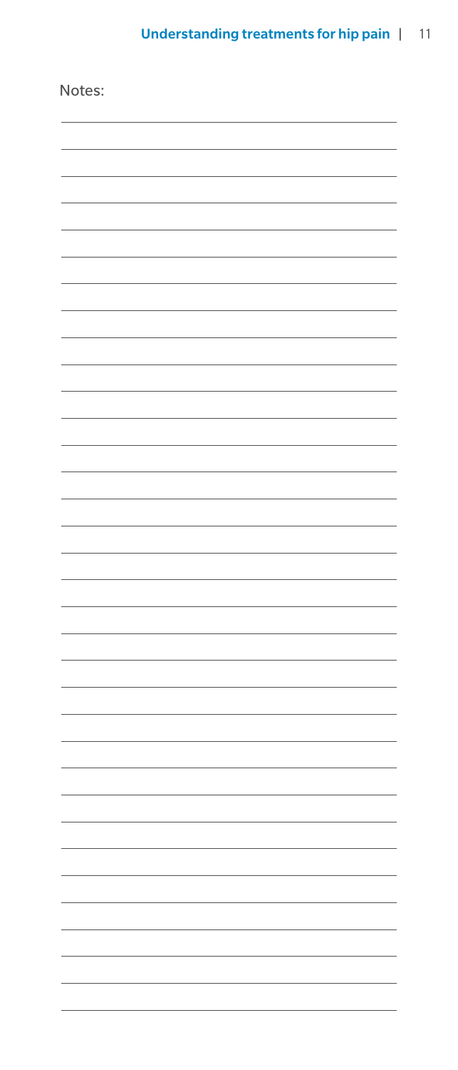Notes: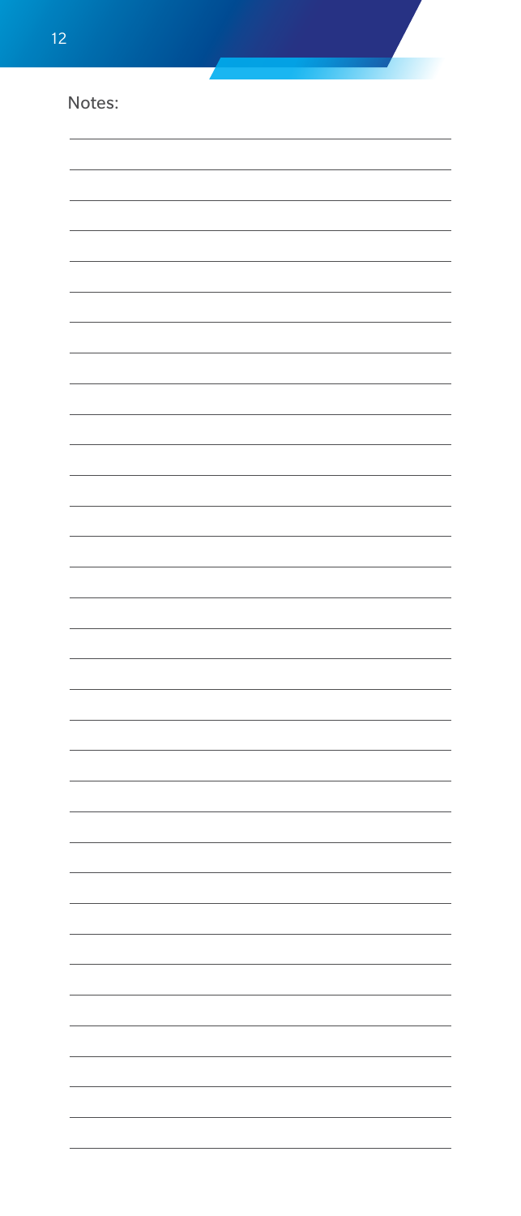Notes: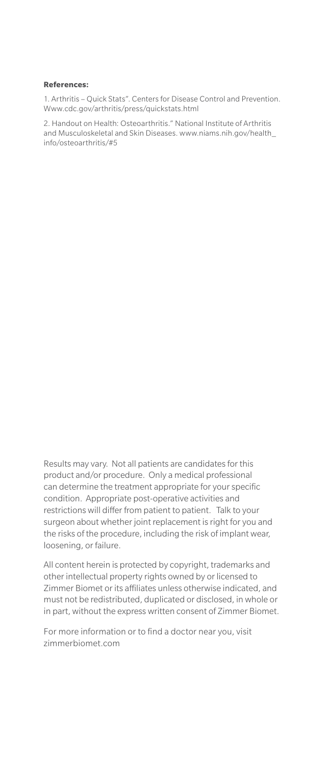**References:**

1. Arthritis – Quick Stats". Centers for Disease Control and Prevention. Www.cdc.gov/arthritis/press/quickstats.html

2. Handout on Health: Osteoarthritis." National Institute of Arthritis and Musculoskeletal and Skin Diseases. www.niams.nih.gov/health_info/osteoarthritis/#5

Results may vary. Not all patients are candidates for this product and/or procedure. Only a medical professional can determine the treatment appropriate for your specific condition. Appropriate post-operative activities and restrictions will differ from patient to patient. Talk to your surgeon about whether joint replacement is right for you and the risks of the procedure, including the risk of implant wear, loosening, or failure.

All content herein is protected by copyright, trademarks and other intellectual property rights owned by or licensed to Zimmer Biomet or its affiliates unless otherwise indicated, and must not be redistributed, duplicated or disclosed, in whole or in part, without the express written consent of Zimmer Biomet.

For more information or to find a doctor near you, visit zimmerbiomet.com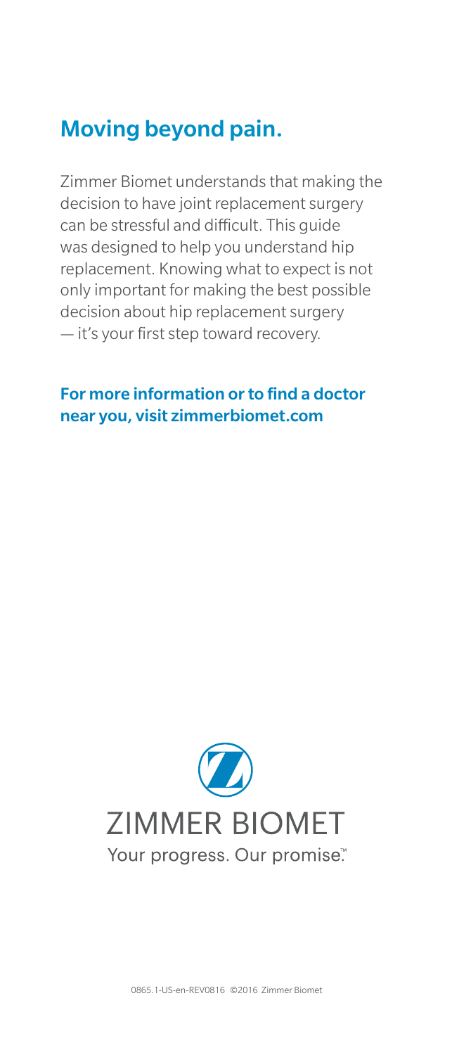## Moving beyond pain.

Zimmer Biomet understands that making the decision to have joint replacement surgery can be stressful and difficult. This guide was designed to help you understand hip replacement. Knowing what to expect is not only important for making the best possible decision about hip replacement surgery — it's your first step toward recovery.

**For more information or to find a doctor near you, visit zimmerbiomet.com**

ZIMMER BIOMET

Your progress. Our promise.™

0865.1-US-en-REV0816 ©2016 Zimmer Biomet